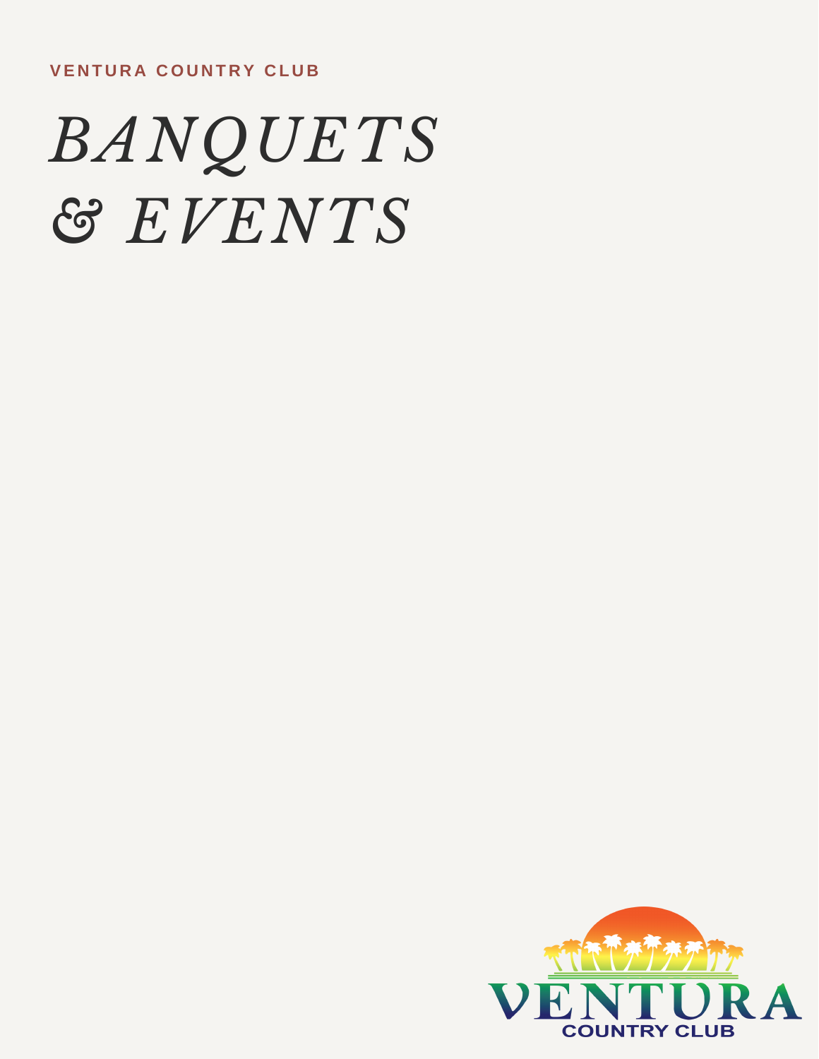VENTURA COUNTRY CLUB

# *BANQUETS & EVENTS*

VENTURA
COUNTRY CLUB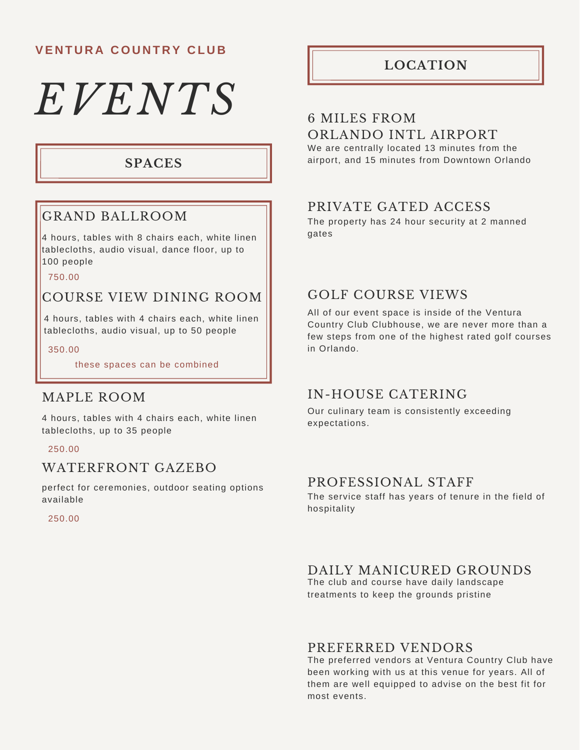**VENTURA COUNTRY CLUB**

# *EVENTS*

## SPACES

### GRAND BALLROOM

4 hours, tables with 8 chairs each, white linen tablecloths, audio visual, dance floor, up to 100 people

750.00

### COURSE VIEW DINING ROOM

4 hours, tables with 4 chairs each, white linen tablecloths, audio visual, up to 50 people

350.00

these spaces can be combined

### MAPLE ROOM

4 hours, tables with 4 chairs each, white linen tablecloths, up to 35 people

250.00

### WATERFRONT GAZEBO

perfect for ceremonies, outdoor seating options available

250.00

## LOCATION

### 6 MILES FROM ORLANDO INTL AIRPORT

We are centrally located 13 minutes from the airport, and 15 minutes from Downtown Orlando

### PRIVATE GATED ACCESS

The property has 24 hour security at 2 manned gates

### GOLF COURSE VIEWS

All of our event space is inside of the Ventura Country Club Clubhouse, we are never more than a few steps from one of the highest rated golf courses in Orlando.

### IN-HOUSE CATERING

Our culinary team is consistently exceeding expectations.

### PROFESSIONAL STAFF

The service staff has years of tenure in the field of hospitality

### DAILY MANICURED GROUNDS

The club and course have daily landscape treatments to keep the grounds pristine

### PREFERRED VENDORS

The preferred vendors at Ventura Country Club have been working with us at this venue for years. All of them are well equipped to advise on the best fit for most events.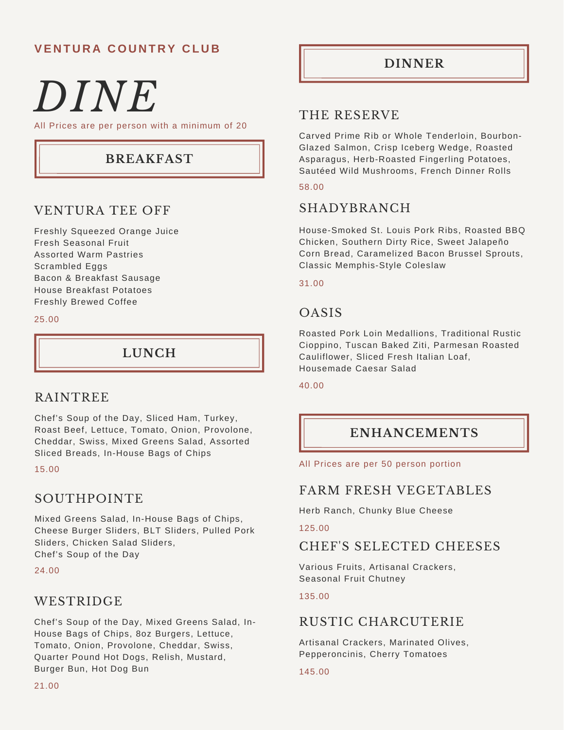**VENTURA COUNTRY CLUB**

# *DINE*

All Prices are per person with a minimum of 20

## BREAKFAST

### VENTURA TEE OFF

Freshly Squeezed Orange Juice
Fresh Seasonal Fruit
Assorted Warm Pastries
Scrambled Eggs
Bacon & Breakfast Sausage
House Breakfast Potatoes
Freshly Brewed Coffee

25.00

## LUNCH

### RAINTREE

Chef's Soup of the Day, Sliced Ham, Turkey, Roast Beef, Lettuce, Tomato, Onion, Provolone, Cheddar, Swiss, Mixed Greens Salad, Assorted Sliced Breads, In-House Bags of Chips

15.00

### SOUTHPOINTE

Mixed Greens Salad, In-House Bags of Chips, Cheese Burger Sliders, BLT Sliders, Pulled Pork Sliders, Chicken Salad Sliders,
Chef's Soup of the Day

24.00

### WESTRIDGE

Chef's Soup of the Day, Mixed Greens Salad, In-House Bags of Chips, 8oz Burgers, Lettuce, Tomato, Onion, Provolone, Cheddar, Swiss, Quarter Pound Hot Dogs, Relish, Mustard, Burger Bun, Hot Dog Bun

21.00

## DINNER

### THE RESERVE

Carved Prime Rib or Whole Tenderloin, Bourbon-Glazed Salmon, Crisp Iceberg Wedge, Roasted Asparagus, Herb-Roasted Fingerling Potatoes, Sautéed Wild Mushrooms, French Dinner Rolls

58.00

### SHADYBRANCH

House-Smoked St. Louis Pork Ribs, Roasted BBQ Chicken, Southern Dirty Rice, Sweet Jalapeño Corn Bread, Caramelized Bacon Brussel Sprouts, Classic Memphis-Style Coleslaw

31.00

### OASIS

Roasted Pork Loin Medallions, Traditional Rustic Cioppino, Tuscan Baked Ziti, Parmesan Roasted Cauliflower, Sliced Fresh Italian Loaf, Housemade Caesar Salad

40.00

## ENHANCEMENTS

All Prices are per 50 person portion

### FARM FRESH VEGETABLES

Herb Ranch, Chunky Blue Cheese

125.00

### CHEF'S SELECTED CHEESES

Various Fruits, Artisanal Crackers,
Seasonal Fruit Chutney

135.00

### RUSTIC CHARCUTERIE

Artisanal Crackers, Marinated Olives, Pepperoncinis, Cherry Tomatoes

145.00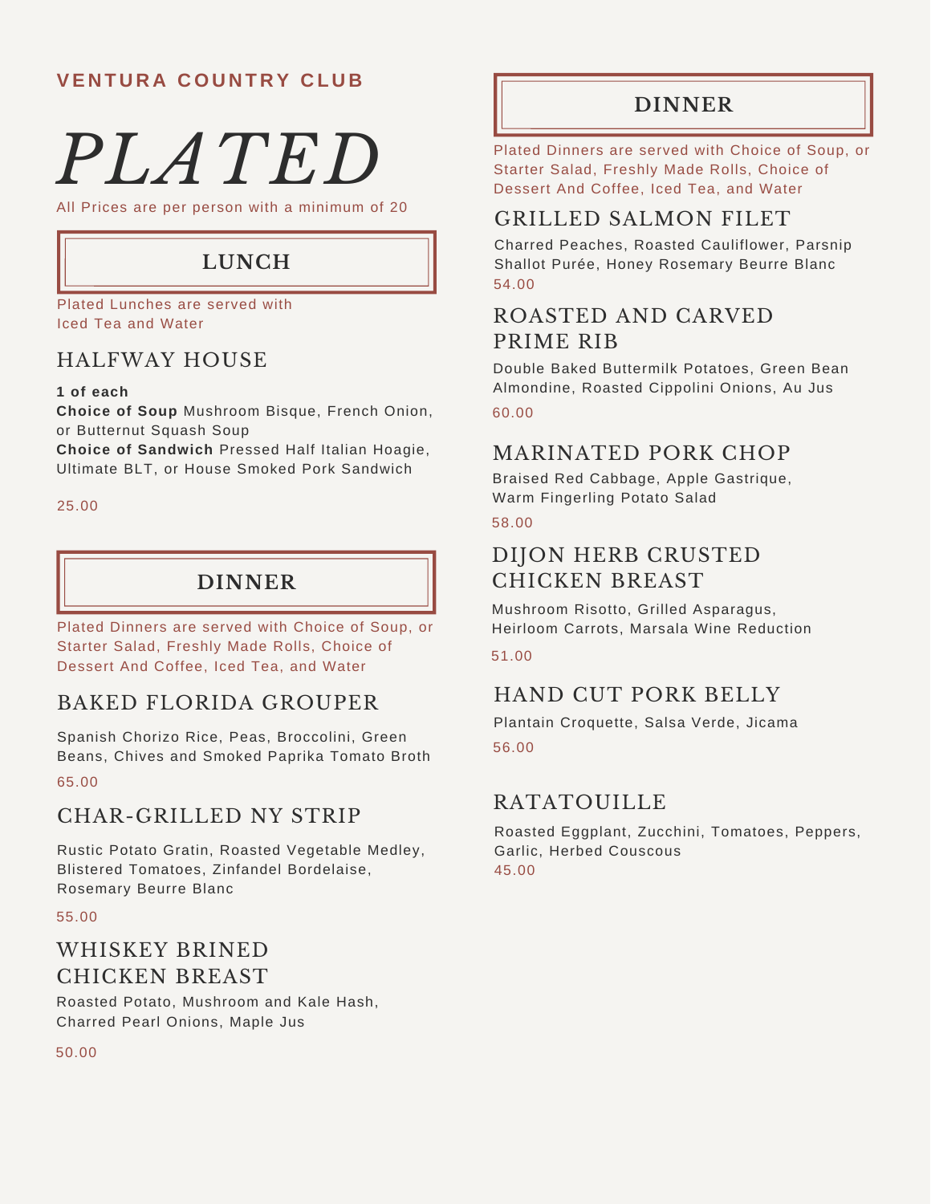**VENTURA COUNTRY CLUB**

# *PLATED*

All Prices are per person with a minimum of 20

## LUNCH

Plated Lunches are served with Iced Tea and Water

### HALFWAY HOUSE

**1 of each**

**Choice of Soup** Mushroom Bisque, French Onion, or Butternut Squash Soup

**Choice of Sandwich** Pressed Half Italian Hoagie, Ultimate BLT, or House Smoked Pork Sandwich

25.00

## DINNER

Plated Dinners are served with Choice of Soup, or Starter Salad, Freshly Made Rolls, Choice of Dessert And Coffee, Iced Tea, and Water

### BAKED FLORIDA GROUPER

Spanish Chorizo Rice, Peas, Broccolini, Green Beans, Chives and Smoked Paprika Tomato Broth

65.00

### CHAR-GRILLED NY STRIP

Rustic Potato Gratin, Roasted Vegetable Medley, Blistered Tomatoes, Zinfandel Bordelaise, Rosemary Beurre Blanc

55.00

### WHISKEY BRINED CHICKEN BREAST

Roasted Potato, Mushroom and Kale Hash, Charred Pearl Onions, Maple Jus

50.00

## DINNER

Plated Dinners are served with Choice of Soup, or Starter Salad, Freshly Made Rolls, Choice of Dessert And Coffee, Iced Tea, and Water

### GRILLED SALMON FILET

Charred Peaches, Roasted Cauliflower, Parsnip Shallot Purée, Honey Rosemary Beurre Blanc

54.00

### ROASTED AND CARVED PRIME RIB

Double Baked Buttermilk Potatoes, Green Bean Almondine, Roasted Cippolini Onions, Au Jus

60.00

### MARINATED PORK CHOP

Braised Red Cabbage, Apple Gastrique, Warm Fingerling Potato Salad

58.00

### DIJON HERB CRUSTED CHICKEN BREAST

Mushroom Risotto, Grilled Asparagus, Heirloom Carrots, Marsala Wine Reduction

51.00

### HAND CUT PORK BELLY

Plantain Croquette, Salsa Verde, Jicama

56.00

### RATATOUILLE

Roasted Eggplant, Zucchini, Tomatoes, Peppers, Garlic, Herbed Couscous

45.00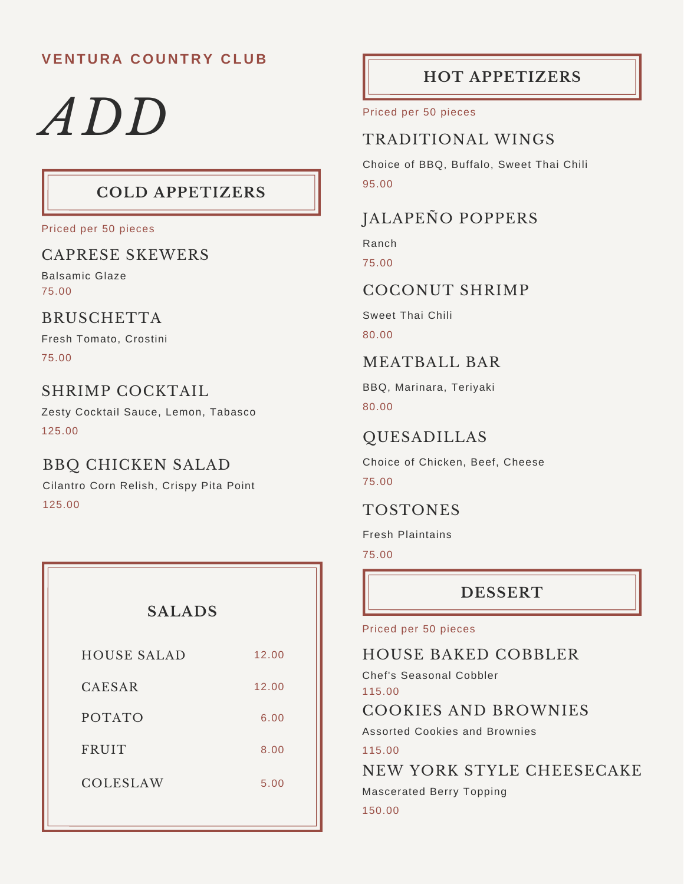**VENTURA COUNTRY CLUB**

# *ADD*

## COLD APPETIZERS

Priced per 50 pieces

### CAPRESE SKEWERS

Balsamic Glaze

75.00

### BRUSCHETTA

Fresh Tomato, Crostini

75.00

### SHRIMP COCKTAIL

Zesty Cocktail Sauce, Lemon, Tabasco

125.00

### BBQ CHICKEN SALAD

Cilantro Corn Relish, Crispy Pita Point

125.00

## SALADS

| Salad | Price |
| --- | --- |
| HOUSE SALAD | 12.00 |
| CAESAR | 12.00 |
| POTATO | 6.00 |
| FRUIT | 8.00 |
| COLESLAW | 5.00 |

## HOT APPETIZERS

Priced per 50 pieces

### TRADITIONAL WINGS

Choice of BBQ, Buffalo, Sweet Thai Chili

95.00

### JALAPEÑO POPPERS

Ranch

75.00

### COCONUT SHRIMP

Sweet Thai Chili

80.00

### MEATBALL BAR

BBQ, Marinara, Teriyaki

80.00

### QUESADILLAS

Choice of Chicken, Beef, Cheese

75.00

### TOSTONES

Fresh Plaintains

75.00

## DESSERT

Priced per 50 pieces

### HOUSE BAKED COBBLER

Chef's Seasonal Cobbler

115.00

### COOKIES AND BROWNIES

Assorted Cookies and Brownies

115.00

### NEW YORK STYLE CHEESECAKE

Mascerated Berry Topping

150.00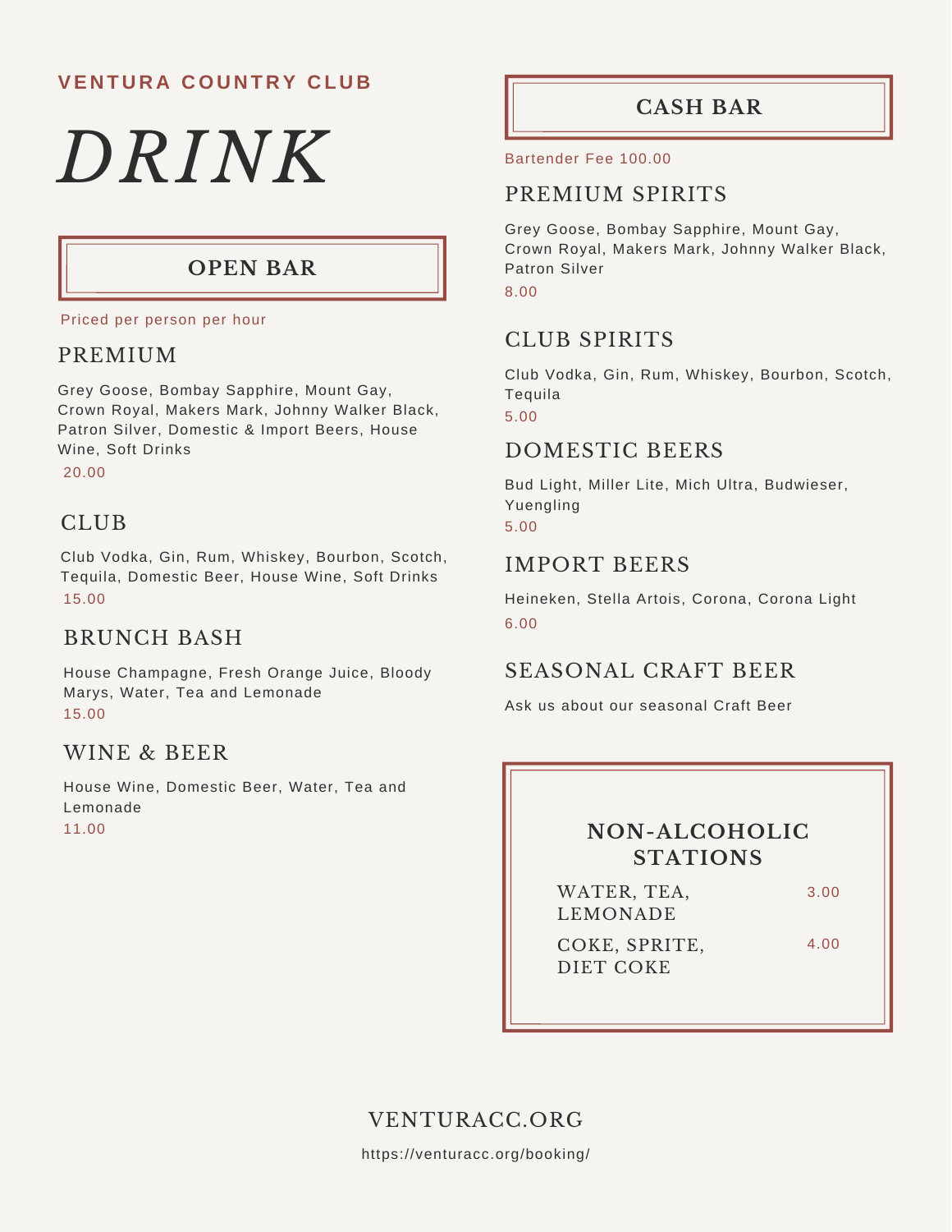VENTURA COUNTRY CLUB

# *DRINK*

## OPEN BAR

Priced per person per hour

### PREMIUM

Grey Goose, Bombay Sapphire, Mount Gay, Crown Royal, Makers Mark, Johnny Walker Black, Patron Silver, Domestic & Import Beers, House Wine, Soft Drinks

20.00

### CLUB

Club Vodka, Gin, Rum, Whiskey, Bourbon, Scotch, Tequila, Domestic Beer, House Wine, Soft Drinks

15.00

### BRUNCH BASH

House Champagne, Fresh Orange Juice, Bloody Marys, Water, Tea and Lemonade

15.00

### WINE & BEER

House Wine, Domestic Beer, Water, Tea and Lemonade

11.00

## CASH BAR

Bartender Fee 100.00

### PREMIUM SPIRITS

Grey Goose, Bombay Sapphire, Mount Gay, Crown Royal, Makers Mark, Johnny Walker Black, Patron Silver

8.00

### CLUB SPIRITS

Club Vodka, Gin, Rum, Whiskey, Bourbon, Scotch, Tequila

5.00

### DOMESTIC BEERS

Bud Light, Miller Lite, Mich Ultra, Budwieser, Yuengling

5.00

### IMPORT BEERS

Heineken, Stella Artois, Corona, Corona Light

6.00

### SEASONAL CRAFT BEER

Ask us about our seasonal Craft Beer

## NON-ALCOHOLIC STATIONS

| | |
|---|---|
| WATER, TEA, LEMONADE | 3.00 |
| COKE, SPRITE, DIET COKE | 4.00 |

VENTURACC.ORG

https://venturacc.org/booking/